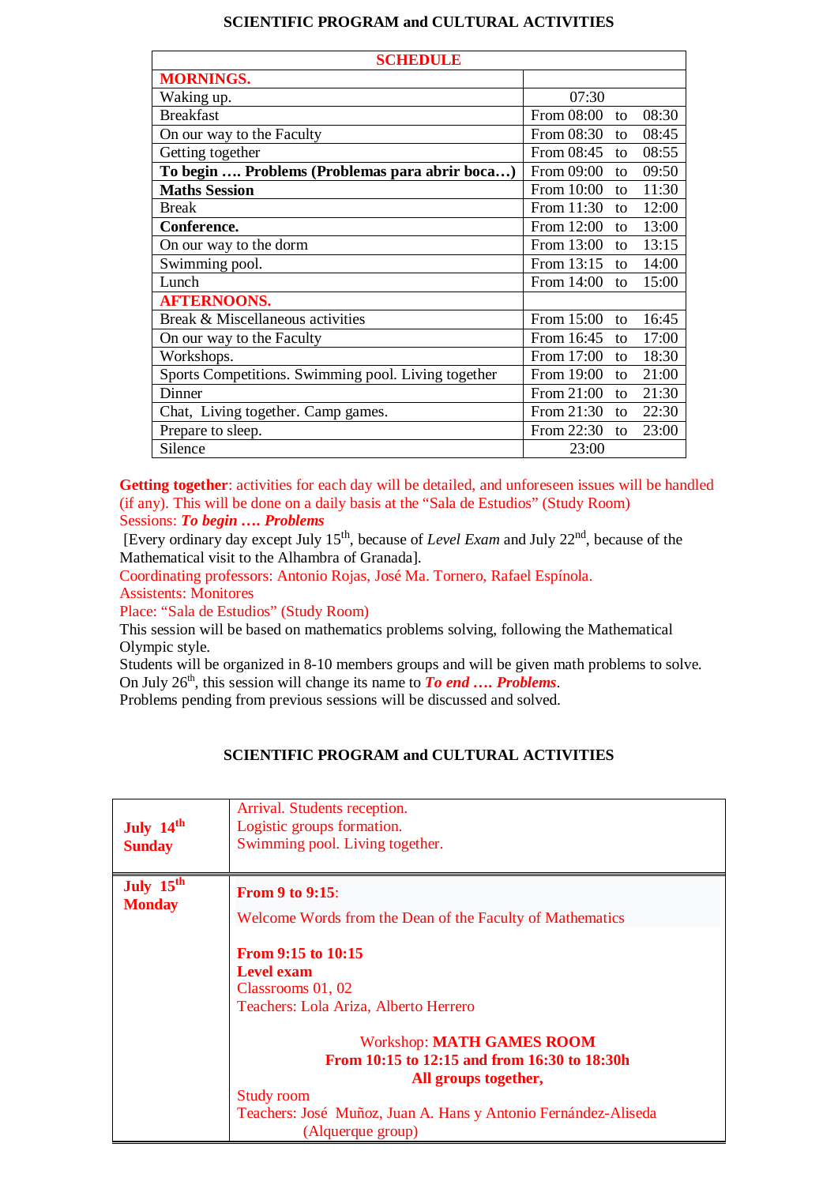## SCIENTIFIC PROGRAM and CULTURAL ACTIVITIES

| SCHEDULE | |
|---|---|
| **MORNINGS.** | |
| Waking up. | 07:30 |
| Breakfast | From 08:00 to 08:30 |
| On our way to the Faculty | From 08:30 to 08:45 |
| Getting together | From 08:45 to 08:55 |
| **To begin …. Problems (Problemas para abrir boca…)** | From 09:00 to 09:50 |
| **Maths Session** | From 10:00 to 11:30 |
| Break | From 11:30 to 12:00 |
| **Conference.** | From 12:00 to 13:00 |
| On our way to the dorm | From 13:00 to 13:15 |
| Swimming pool. | From 13:15 to 14:00 |
| Lunch | From 14:00 to 15:00 |
| **AFTERNOONS.** | |
| Break & Miscellaneous activities | From 15:00 to 16:45 |
| On our way to the Faculty | From 16:45 to 17:00 |
| Workshops. | From 17:00 to 18:30 |
| Sports Competitions. Swimming pool. Living together | From 19:00 to 21:00 |
| Dinner | From 21:00 to 21:30 |
| Chat, Living together. Camp games. | From 21:30 to 22:30 |
| Prepare to sleep. | From 22:30 to 23:00 |
| Silence | 23:00 |

**Getting together**: activities for each day will be detailed, and unforeseen issues will be handled (if any). This will be done on a daily basis at the "Sala de Estudios" (Study Room)

Sessions: ***To begin …. Problems***

[Every ordinary day except July 15th, because of *Level Exam* and July 22nd, because of the Mathematical visit to the Alhambra of Granada].

Coordinating professors: Antonio Rojas, José Ma. Tornero, Rafael Espínola.

Assistents: Monitores

Place: "Sala de Estudios" (Study Room)

This session will be based on mathematics problems solving, following the Mathematical Olympic style.

Students will be organized in 8-10 members groups and will be given math problems to solve. On July 26th, this session will change its name to ***To end …. Problems***.

Problems pending from previous sessions will be discussed and solved.

## SCIENTIFIC PROGRAM and CULTURAL ACTIVITIES

| | |
|---|---|
| **July 14th Sunday** | Arrival. Students reception.<br>Logistic groups formation.<br>Swimming pool. Living together. |
| **July 15th Monday** | **From 9 to 9:15**:<br>Welcome Words from the Dean of the Faculty of Mathematics<br><br>**From 9:15 to 10:15**<br>**Level exam**<br>Classrooms 01, 02<br>Teachers: Lola Ariza, Alberto Herrero<br><br>Workshop: **MATH GAMES ROOM**<br>**From 10:15 to 12:15 and from 16:30 to 18:30h**<br>**All groups together,**<br>Study room<br>Teachers: José Muñoz, Juan A. Hans y Antonio Fernández-Aliseda (Alquerque group) |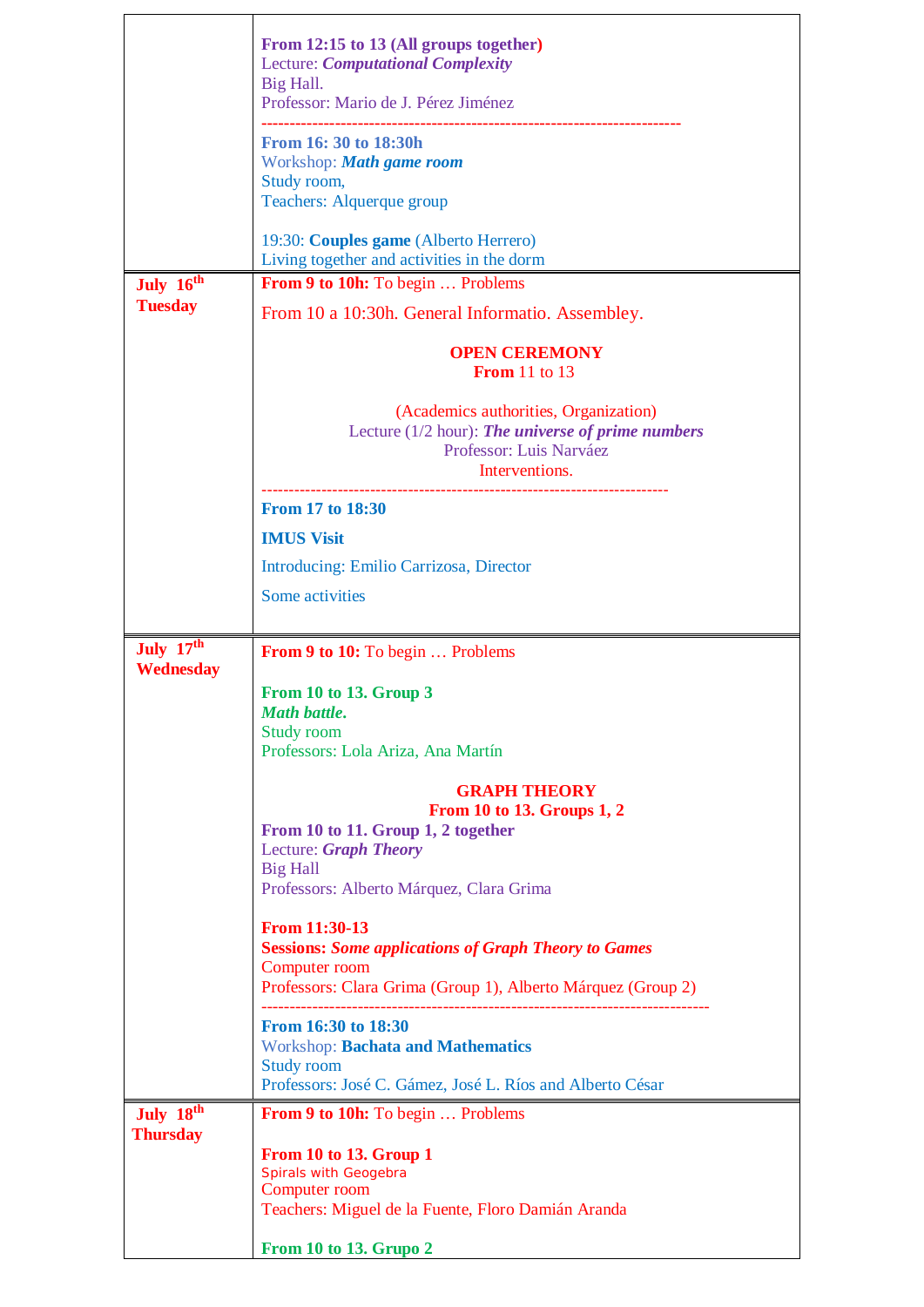| | |
|---|---|
| | **From 12:15 to 13 (All groups together)**<br>Lecture: ***Computational Complexity***<br>Big Hall.<br>Professor: Mario de J. Pérez Jiménez<br>--------------------------------------------------------------------------<br>**From 16: 30 to 18:30h**<br>Workshop: ***Math game room***<br>Study room,<br>Teachers: Alquerque group<br><br>19:30: **Couples game** (Alberto Herrero)<br>Living together and activities in the dorm |
| **July 16th Tuesday** | **From 9 to 10h:** To begin … Problems<br>From 10 a 10:30h. General Informatio. Assembley.<br><br>**OPEN CEREMONY**<br>**From** 11 to 13<br><br>(Academics authorities, Organization)<br>Lecture (1/2 hour): ***The universe of prime numbers***<br>Professor: Luis Narváez<br>Interventions.<br>--------------------------------------------------------------------------<br>**From 17 to 18:30**<br>**IMUS Visit**<br>Introducing: Emilio Carrizosa, Director<br>Some activities |
| **July 17th Wednesday** | **From 9 to 10:** To begin … Problems<br><br>**From 10 to 13. Group 3**<br>***Math battle.***<br>Study room<br>Professors: Lola Ariza, Ana Martín<br><br>**GRAPH THEORY**<br>**From 10 to 13. Groups 1, 2**<br>**From 10 to 11. Group 1, 2 together**<br>Lecture: ***Graph Theory***<br>Big Hall<br>Professors: Alberto Márquez, Clara Grima<br><br>**From 11:30-13**<br>**Sessions: *Some applications of Graph Theory to Games***<br>Computer room<br>Professors: Clara Grima (Group 1), Alberto Márquez (Group 2)<br>--------------------------------------------------------------------------<br>**From 16:30 to 18:30**<br>Workshop: **Bachata and Mathematics**<br>Study room<br>Professors: José C. Gámez, José L. Ríos and Alberto César |
| **July 18th Thursday** | **From 9 to 10h:** To begin … Problems<br><br>**From 10 to 13. Group 1**<br>Spirals with Geogebra<br>Computer room<br>Teachers: Miguel de la Fuente, Floro Damián Aranda<br><br>**From 10 to 13. Grupo 2** |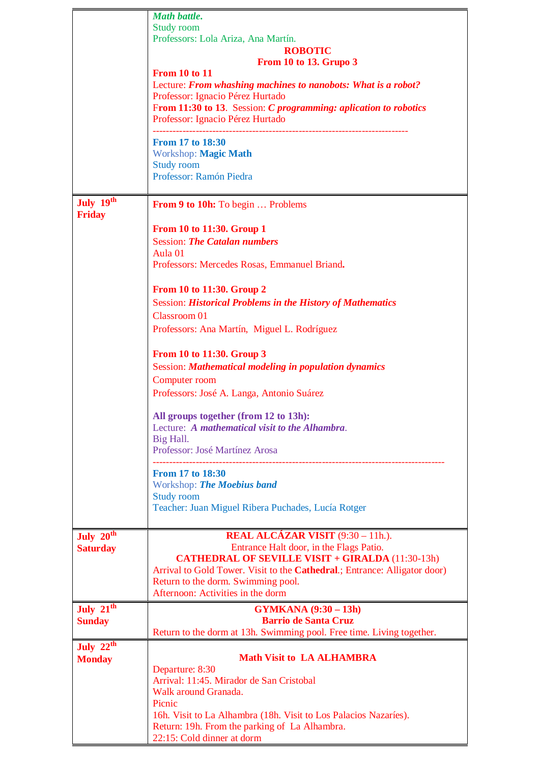| | |
|---|---|
| | ***Math battle.***<br>Study room<br>Professors: Lola Ariza, Ana Martín.<br>**ROBOTIC**<br>**From 10 to 13. Grupo 3**<br>**From 10 to 11**<br>Lecture: ***From whashing machines to nanobots: What is a robot?***<br>Professor: Ignacio Pérez Hurtado<br>**From 11:30 to 13**. Session: ***C programming: aplication to robotics***<br>Professor: Ignacio Pérez Hurtado<br>------------------------------------------------------------------------------<br>**From 17 to 18:30**<br>Workshop: **Magic Math**<br>Study room<br>Professor: Ramón Piedra |
| **July 19th Friday** | **From 9 to 10h:** To begin … Problems<br><br>**From 10 to 11:30. Group 1**<br>Session: ***The Catalan numbers***<br>Aula 01<br>Professors: Mercedes Rosas, Emmanuel Briand**.**<br><br>**From 10 to 11:30. Group 2**<br>Session: ***Historical Problems in the History of Mathematics***<br>Classroom 01<br>Professors: Ana Martín, Miguel L. Rodríguez<br><br>**From 10 to 11:30. Group 3**<br>Session: ***Mathematical modeling in population dynamics***<br>Computer room<br>Professors: José A. Langa, Antonio Suárez<br><br>**All groups together (from 12 to 13h):**<br>Lecture: ***A mathematical visit to the Alhambra***.<br>Big Hall.<br>Professor: José Martínez Arosa<br>---------------------------------------------------------------------------------------<br>**From 17 to 18:30**<br>Workshop: ***The Moebius band***<br>Study room<br>Teacher: Juan Miguel Ribera Puchades, Lucía Rotger |
| **July 20th Saturday** | **REAL ALCÁZAR VISIT** (9:30 – 11h.).<br>Entrance Halt door, in the Flags Patio.<br>**CATHEDRAL OF SEVILLE VISIT + GIRALDA** (11:30-13h)<br>Arrival to Gold Tower. Visit to the **Cathedral**.; Entrance: Alligator door)<br>Return to the dorm. Swimming pool.<br>Afternoon: Activities in the dorm |
| **July 21th Sunday** | **GYMKANA (9:30 – 13h)**<br>**Barrio de Santa Cruz**<br>Return to the dorm at 13h. Swimming pool. Free time. Living together. |
| **July 22th Monday** | **Math Visit to LA ALHAMBRA**<br>Departure: 8:30<br>Arrival: 11:45. Mirador de San Cristobal<br>Walk around Granada.<br>Picnic<br>16h. Visit to La Alhambra (18h. Visit to Los Palacios Nazaríes).<br>Return: 19h. From the parking of La Alhambra.<br>22:15: Cold dinner at dorm |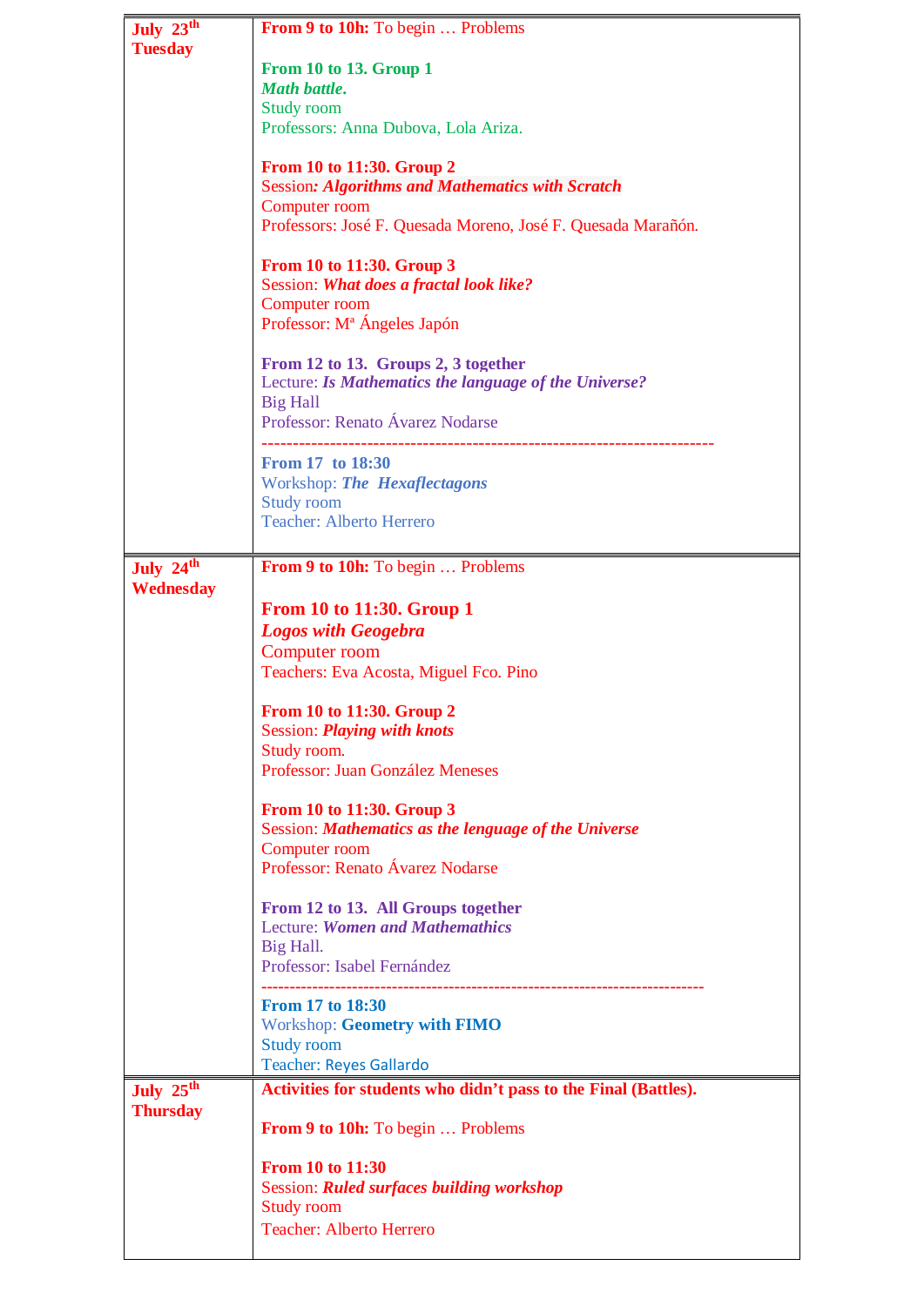| | |
|---|---|
| **July 23[th]** **Tuesday** | **From 9 to 10h:** To begin … Problems<br><br>**From 10 to 13. Group 1**<br>***Math battle.***<br>Study room<br>Professors: Anna Dubova, Lola Ariza.<br><br>**From 10 to 11:30. Group 2**<br>Session***: Algorithms and Mathematics with Scratch***<br>Computer room<br>Professors: José F. Quesada Moreno, José F. Quesada Marañón.<br><br>**From 10 to 11:30. Group 3**<br>Session: ***What does a fractal look like?***<br>Computer room<br>Professor: Mª Ángeles Japón<br><br>**From 12 to 13. Groups 2, 3 together**<br>Lecture: ***Is Mathematics the language of the Universe?***<br>Big Hall<br>Professor: Renato Ávarez Nodarse<br>------------------------------------------------------------------------<br>**From 17 to 18:30**<br>Workshop: ***The Hexaflectagons***<br>Study room<br>Teacher: Alberto Herrero |
| **July 24[th]** **Wednesday** | **From 9 to 10h:** To begin … Problems<br><br>**From 10 to 11:30. Group 1**<br>***Logos with Geogebra***<br>Computer room<br>Teachers: Eva Acosta, Miguel Fco. Pino<br><br>**From 10 to 11:30. Group 2**<br>Session: ***Playing with knots***<br>Study room.<br>Professor: Juan González Meneses<br><br>**From 10 to 11:30. Group 3**<br>Session: ***Mathematics as the language of the Universe***<br>Computer room<br>Professor: Renato Ávarez Nodarse<br><br>**From 12 to 13. All Groups together**<br>Lecture: ***Women and Mathemathics***<br>Big Hall.<br>Professor: Isabel Fernández<br>------------------------------------------------------------------------<br>**From 17 to 18:30**<br>Workshop: **Geometry with FIMO**<br>Study room<br>Teacher: Reyes Gallardo |
| **July 25[th]** **Thursday** | **Activities for students who didn't pass to the Final (Battles).**<br><br>**From 9 to 10h:** To begin … Problems<br><br>**From 10 to 11:30**<br>Session: ***Ruled surfaces building workshop***<br>Study room<br>Teacher: Alberto Herrero |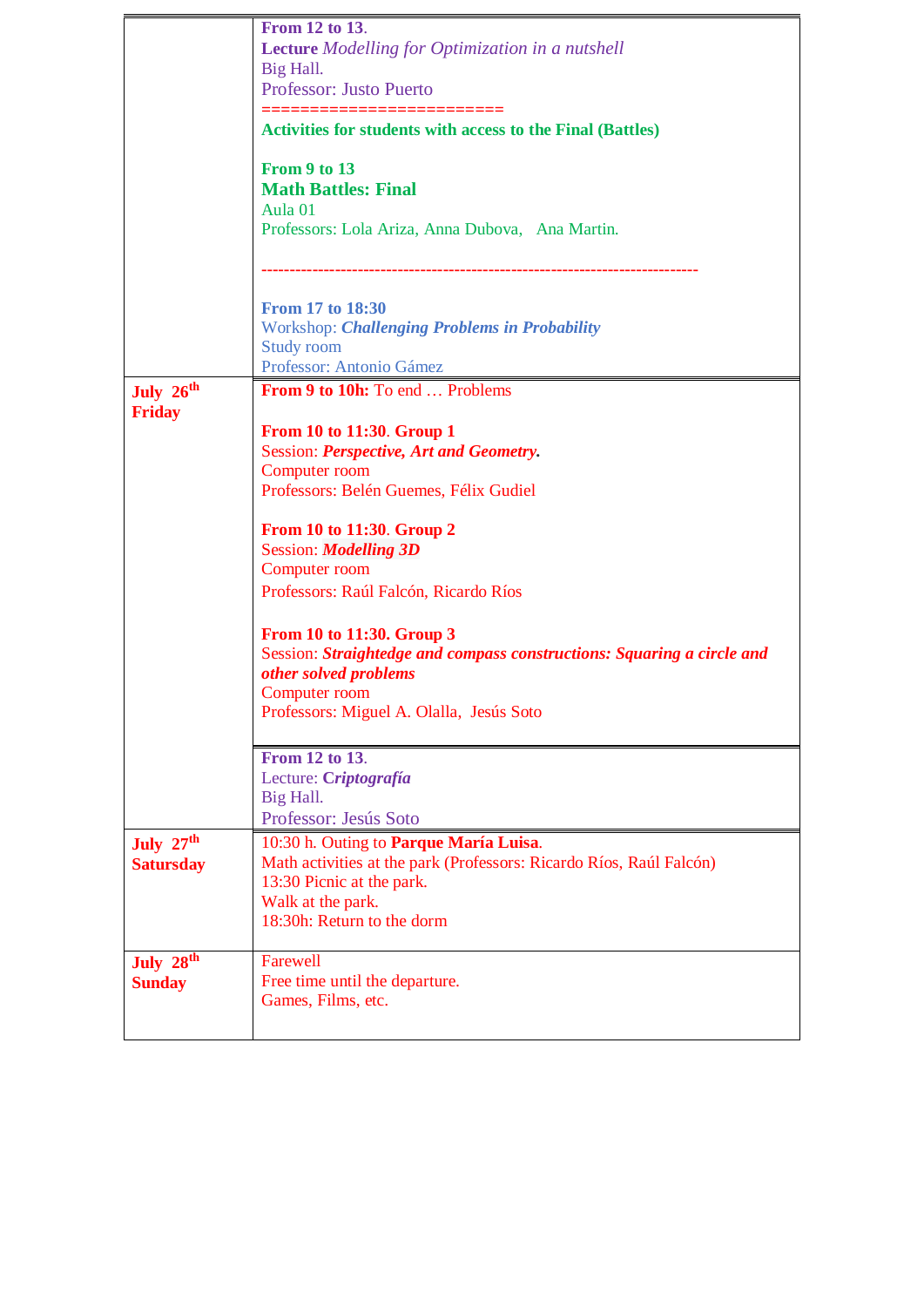| | |
|---|---|
| | **From 12 to 13**.<br>**Lecture** *Modelling for Optimization in a nutshell*<br>Big Hall.<br>Professor: Justo Puerto<br>========================<br>**Activities for students with access to the Final (Battles)**<br><br>**From 9 to 13**<br>**Math Battles: Final**<br>Aula 01<br>Professors: Lola Ariza, Anna Dubova, Ana Martin.<br><br>--------------------------------------------------------------------------<br><br>**From 17 to 18:30**<br>Workshop: ***Challenging Problems in Probability***<br>Study room<br>Professor: Antonio Gámez |
| **July 26th Friday** | **From 9 to 10h:** To end … Problems<br><br>**From 10 to 11:30**. **Group 1**<br>Session: ***Perspective, Art and Geometry.***<br>Computer room<br>Professors: Belén Guemes, Félix Gudiel<br><br>**From 10 to 11:30**. **Group 2**<br>Session: ***Modelling 3D***<br>Computer room<br>Professors: Raúl Falcón, Ricardo Ríos<br><br>**From 10 to 11:30. Group 3**<br>Session: ***Straightedge and compass constructions: Squaring a circle and other solved problems***<br>Computer room<br>Professors: Miguel A. Olalla, Jesús Soto |
| | **From 12 to 13**.<br>Lecture: ***Criptografía***<br>Big Hall.<br>Professor: Jesús Soto |
| **July 27th Saturday** | 10:30 h. Outing to **Parque María Luisa**.<br>Math activities at the park (Professors: Ricardo Ríos, Raúl Falcón)<br>13:30 Picnic at the park.<br>Walk at the park.<br>18:30h: Return to the dorm |
| **July 28th Sunday** | Farewell<br>Free time until the departure.<br>Games, Films, etc. |